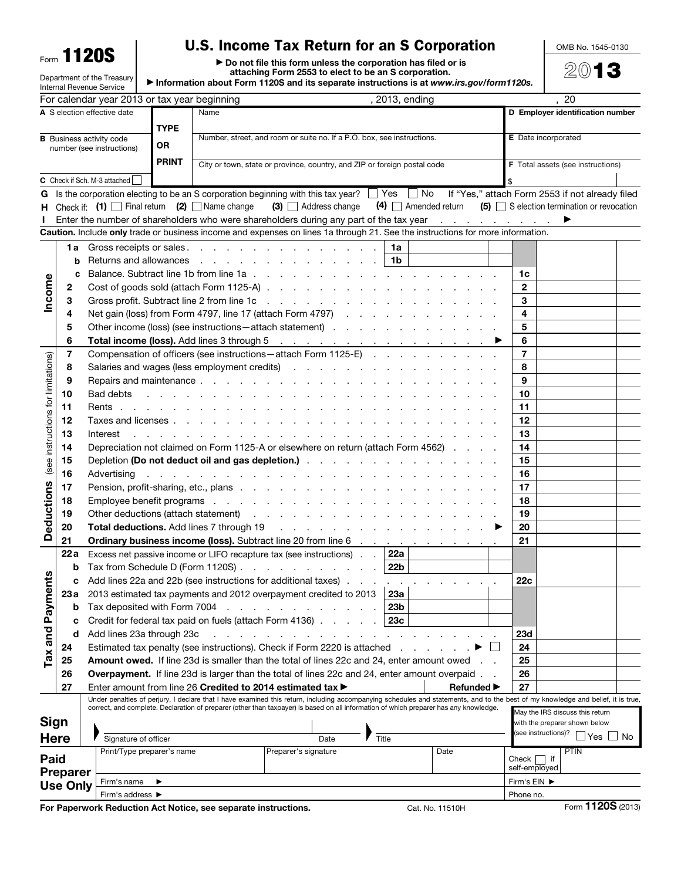Form **1120S**

Department of the Treasury
Internal Revenue Service

# U.S. Income Tax Return for an S Corporation

▶ **Do not file this form unless the corporation has filed or is attaching Form 2553 to elect to be an S corporation.**

▶ **Information about Form 1120S and its separate instructions is at *www.irs.gov/form1120s*.**

OMB No. 1545-0130

**2013**

For calendar year 2013 or tax year beginning , 2013, ending , 20

| | | |
|---|---|---|
| **A** S election effective date | **TYPE OR PRINT** Name | **D Employer identification number** |
| **B** Business activity code number (see instructions) | Number, street, and room or suite no. If a P.O. box, see instructions. | **E** Date incorporated |
| **C** Check if Sch. M-3 attached ☐ | City or town, state or province, country, and ZIP or foreign postal code | **F** Total assets (see instructions) $ |

**G** Is the corporation electing to be an S corporation beginning with this tax year? ☐ Yes ☐ No If "Yes," attach Form 2553 if not already filed

**H** Check if: **(1)** ☐ Final return **(2)** ☐ Name change **(3)** ☐ Address change **(4)** ☐ Amended return **(5)** ☐ S election termination or revocation

**I** Enter the number of shareholders who were shareholders during any part of the tax year . . . . . . . . . ▶

**Caution.** Include **only** trade or business income and expenses on lines 1a through 21. See the instructions for more information.

## Income

| Line | Description | | | Line | Amount |
|---|---|---|---|---|---|
| **1a** | Gross receipts or sales | 1a | | | |
| **b** | Returns and allowances | 1b | | | |
| **c** | Balance. Subtract line 1b from line 1a | | | 1c | |
| **2** | Cost of goods sold (attach Form 1125-A) | | | 2 | |
| **3** | Gross profit. Subtract line 2 from line 1c | | | 3 | |
| **4** | Net gain (loss) from Form 4797, line 17 (attach Form 4797) | | | 4 | |
| **5** | Other income (loss) (see instructions—attach statement) | | | 5 | |
| **6** | **Total income (loss).** Add lines 3 through 5 ▶ | | | 6 | |

## Deductions (see instructions for limitations)

| Line | Description | Line | Amount |
|---|---|---|---|
| **7** | Compensation of officers (see instructions—attach Form 1125-E) | 7 | |
| **8** | Salaries and wages (less employment credits) | 8 | |
| **9** | Repairs and maintenance | 9 | |
| **10** | Bad debts | 10 | |
| **11** | Rents | 11 | |
| **12** | Taxes and licenses | 12 | |
| **13** | Interest | 13 | |
| **14** | Depreciation not claimed on Form 1125-A or elsewhere on return (attach Form 4562) | 14 | |
| **15** | Depletion **(Do not deduct oil and gas depletion.)** | 15 | |
| **16** | Advertising | 16 | |
| **17** | Pension, profit-sharing, etc., plans | 17 | |
| **18** | Employee benefit programs | 18 | |
| **19** | Other deductions (attach statement) | 19 | |
| **20** | **Total deductions.** Add lines 7 through 19 ▶ | 20 | |
| **21** | **Ordinary business income (loss).** Subtract line 20 from line 6 | 21 | |

## Tax and Payments

| Line | Description | | | Line | Amount |
|---|---|---|---|---|---|
| **22a** | Excess net passive income or LIFO recapture tax (see instructions) | 22a | | | |
| **b** | Tax from Schedule D (Form 1120S) | 22b | | | |
| **c** | Add lines 22a and 22b (see instructions for additional taxes) | | | 22c | |
| **23a** | 2013 estimated tax payments and 2012 overpayment credited to 2013 | 23a | | | |
| **b** | Tax deposited with Form 7004 | 23b | | | |
| **c** | Credit for federal tax paid on fuels (attach Form 4136) | 23c | | | |
| **d** | Add lines 23a through 23c | | | 23d | |
| **24** | Estimated tax penalty (see instructions). Check if Form 2220 is attached ▶ ☐ | | | 24 | |
| **25** | **Amount owed.** If line 23d is smaller than the total of lines 22c and 24, enter amount owed | | | 25 | |
| **26** | **Overpayment.** If line 23d is larger than the total of lines 22c and 24, enter amount overpaid | | | 26 | |
| **27** | Enter amount from line 26 **Credited to 2014 estimated tax** ▶ | | **Refunded** ▶ | 27 | |

## Sign Here

Under penalties of perjury, I declare that I have examined this return, including accompanying schedules and statements, and to the best of my knowledge and belief, it is true, correct, and complete. Declaration of preparer (other than taxpayer) is based on all information of which preparer has any knowledge.

▶ Signature of officer | Date | ▶ Title

May the IRS discuss this return with the preparer shown below (see instructions)? ☐ Yes ☐ No

## Paid Preparer Use Only

| Print/Type preparer's name | Preparer's signature | Date | Check ☐ if self-employed | PTIN |
|---|---|---|---|---|
| Firm's name ▶ | | | Firm's EIN ▶ | |
| Firm's address ▶ | | | Phone no. | |

**For Paperwork Reduction Act Notice, see separate instructions.** Cat. No. 11510H Form **1120S** (2013)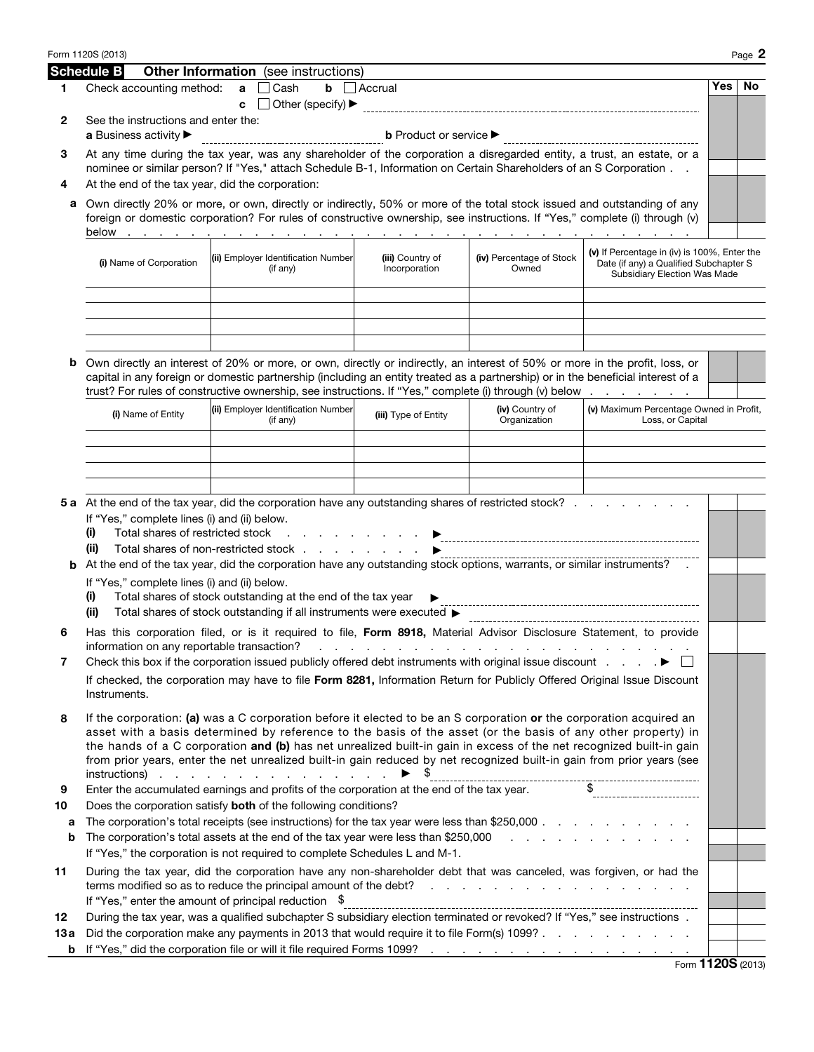Form 1120S (2013)

## Schedule B Other Information (see instructions)

| | | Yes | No |
|---|---|---|---|
| **1** | Check accounting method: **a** ☐ Cash **b** ☐ Accrual **c** ☐ Other (specify) ▶ | | |
| **2** | See the instructions and enter the: **a** Business activity ▶ **b** Product or service ▶ | | |
| **3** | At any time during the tax year, was any shareholder of the corporation a disregarded entity, a trust, an estate, or a nominee or similar person? If "Yes," attach Schedule B-1, Information on Certain Shareholders of an S Corporation | | |
| **4** | At the end of the tax year, did the corporation: | | |
| **a** | Own directly 20% or more, or own, directly or indirectly, 50% or more of the total stock issued and outstanding of any foreign or domestic corporation? For rules of constructive ownership, see instructions. If "Yes," complete (i) through (v) below | | |

| (i) Name of Corporation | (ii) Employer Identification Number (if any) | (iii) Country of Incorporation | (iv) Percentage of Stock Owned | (v) If Percentage in (iv) is 100%, Enter the Date (if any) a Qualified Subchapter S Subsidiary Election Was Made |
|---|---|---|---|---|
| | | | | |
| | | | | |
| | | | | |
| | | | | |

| | | Yes | No |
|---|---|---|---|
| **b** | Own directly an interest of 20% or more, or own, directly or indirectly, an interest of 50% or more in the profit, loss, or capital in any foreign or domestic partnership (including an entity treated as a partnership) or in the beneficial interest of a trust? For rules of constructive ownership, see instructions. If "Yes," complete (i) through (v) below | | |

| (i) Name of Entity | (ii) Employer Identification Number (if any) | (iii) Type of Entity | (iv) Country of Organization | (v) Maximum Percentage Owned in Profit, Loss, or Capital |
|---|---|---|---|---|
| | | | | |
| | | | | |
| | | | | |
| | | | | |

| | | Yes | No |
|---|---|---|---|
| **5 a** | At the end of the tax year, did the corporation have any outstanding shares of restricted stock? | | |
| | If "Yes," complete lines (i) and (ii) below.<br>**(i)** Total shares of restricted stock ▶<br>**(ii)** Total shares of non-restricted stock ▶ | | |
| **b** | At the end of the tax year, did the corporation have any outstanding stock options, warrants, or similar instruments? | | |
| | If "Yes," complete lines (i) and (ii) below.<br>**(i)** Total shares of stock outstanding at the end of the tax year ▶<br>**(ii)** Total shares of stock outstanding if all instruments were executed ▶ | | |
| **6** | Has this corporation filed, or is it required to file, **Form 8918,** Material Advisor Disclosure Statement, to provide information on any reportable transaction? | | |
| **7** | Check this box if the corporation issued publicly offered debt instruments with original issue discount ▶ ☐<br>If checked, the corporation may have to file **Form 8281,** Information Return for Publicly Offered Original Issue Discount Instruments. | | |
| **8** | If the corporation: **(a)** was a C corporation before it elected to be an S corporation **or** the corporation acquired an asset with a basis determined by reference to the basis of the asset (or the basis of any other property) in the hands of a C corporation **and (b)** has net unrealized built-in gain in excess of the net recognized built-in gain from prior years, enter the net unrealized built-in gain reduced by net recognized built-in gain from prior years (see instructions) ▶ $ | | |
| **9** | Enter the accumulated earnings and profits of the corporation at the end of the tax year. $ | | |
| **10** | Does the corporation satisfy **both** of the following conditions? | | |
| **a** | The corporation's total receipts (see instructions) for the tax year were less than $250,000 | | |
| **b** | The corporation's total assets at the end of the tax year were less than $250,000 | | |
| | If "Yes," the corporation is not required to complete Schedules L and M-1. | | |
| **11** | During the tax year, did the corporation have any non-shareholder debt that was canceled, was forgiven, or had the terms modified so as to reduce the principal amount of the debt? | | |
| | If "Yes," enter the amount of principal reduction $ | | |
| **12** | During the tax year, was a qualified subchapter S subsidiary election terminated or revoked? If "Yes," see instructions | | |
| **13a** | Did the corporation make any payments in 2013 that would require it to file Form(s) 1099? | | |
| **b** | If "Yes," did the corporation file or will it file required Forms 1099? | | |

Form **1120S** (2013)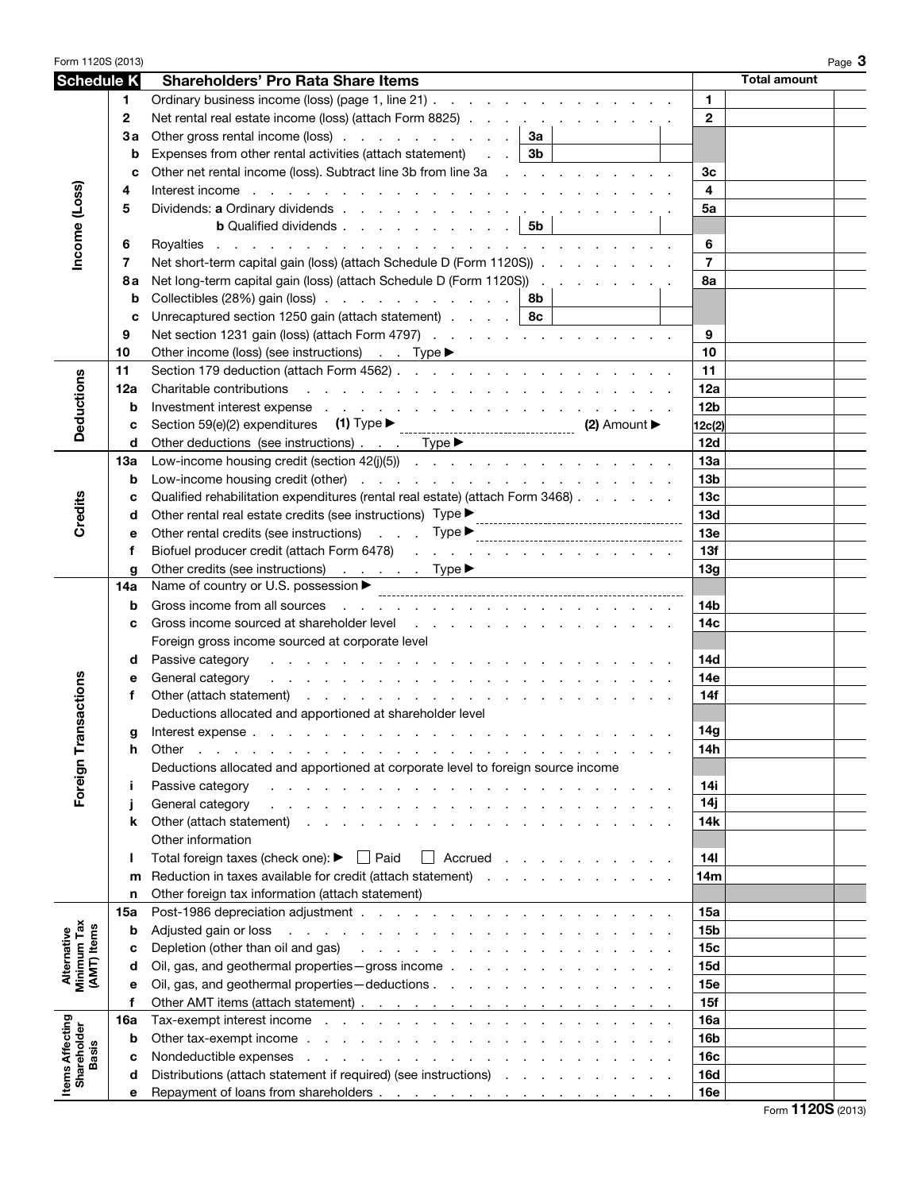Form 1120S (2013) Page 3

## Schedule K — Shareholders' Pro Rata Share Items

| Section | Line | Description | | Line ref | Total amount |
|---|---|---|---|---|---|
| Income (Loss) | 1 | Ordinary business income (loss) (page 1, line 21) | | 1 | |
| | 2 | Net rental real estate income (loss) (attach Form 8825) | | 2 | |
| | 3a | Other gross rental income (loss) | 3a | | |
| | b | Expenses from other rental activities (attach statement) | 3b | | |
| | c | Other net rental income (loss). Subtract line 3b from line 3a | | 3c | |
| | 4 | Interest income | | 4 | |
| | 5 | Dividends: **a** Ordinary dividends | | 5a | |
| | | **b** Qualified dividends | 5b | | |
| | 6 | Royalties | | 6 | |
| | 7 | Net short-term capital gain (loss) (attach Schedule D (Form 1120S)) | | 7 | |
| | 8a | Net long-term capital gain (loss) (attach Schedule D (Form 1120S)) | | 8a | |
| | b | Collectibles (28%) gain (loss) | 8b | | |
| | c | Unrecaptured section 1250 gain (attach statement) | 8c | | |
| | 9 | Net section 1231 gain (loss) (attach Form 4797) | | 9 | |
| | 10 | Other income (loss) (see instructions) Type ▶ | | 10 | |
| Deductions | 11 | Section 179 deduction (attach Form 4562) | | 11 | |
| | 12a | Charitable contributions | | 12a | |
| | b | Investment interest expense | | 12b | |
| | c | Section 59(e)(2) expenditures (1) Type ▶ (2) Amount ▶ | | 12c(2) | |
| | d | Other deductions (see instructions) Type ▶ | | 12d | |
| Credits | 13a | Low-income housing credit (section 42(j)(5)) | | 13a | |
| | b | Low-income housing credit (other) | | 13b | |
| | c | Qualified rehabilitation expenditures (rental real estate) (attach Form 3468) | | 13c | |
| | d | Other rental real estate credits (see instructions) Type ▶ | | 13d | |
| | e | Other rental credits (see instructions) Type ▶ | | 13e | |
| | f | Biofuel producer credit (attach Form 6478) | | 13f | |
| | g | Other credits (see instructions) Type ▶ | | 13g | |
| Foreign Transactions | 14a | Name of country or U.S. possession ▶ | | | |
| | b | Gross income from all sources | | 14b | |
| | c | Gross income sourced at shareholder level | | 14c | |
| | | Foreign gross income sourced at corporate level | | | |
| | d | Passive category | | 14d | |
| | e | General category | | 14e | |
| | f | Other (attach statement) | | 14f | |
| | | Deductions allocated and apportioned at shareholder level | | | |
| | g | Interest expense | | 14g | |
| | h | Other | | 14h | |
| | | Deductions allocated and apportioned at corporate level to foreign source income | | | |
| | i | Passive category | | 14i | |
| | j | General category | | 14j | |
| | k | Other (attach statement) | | 14k | |
| | | Other information | | | |
| | l | Total foreign taxes (check one): ▶ ☐ Paid ☐ Accrued | | 14l | |
| | m | Reduction in taxes available for credit (attach statement) | | 14m | |
| | n | Other foreign tax information (attach statement) | | | |
| Alternative Minimum Tax (AMT) Items | 15a | Post-1986 depreciation adjustment | | 15a | |
| | b | Adjusted gain or loss | | 15b | |
| | c | Depletion (other than oil and gas) | | 15c | |
| | d | Oil, gas, and geothermal properties—gross income | | 15d | |
| | e | Oil, gas, and geothermal properties—deductions | | 15e | |
| | f | Other AMT items (attach statement) | | 15f | |
| Items Affecting Shareholder Basis | 16a | Tax-exempt interest income | | 16a | |
| | b | Other tax-exempt income | | 16b | |
| | c | Nondeductible expenses | | 16c | |
| | d | Distributions (attach statement if required) (see instructions) | | 16d | |
| | e | Repayment of loans from shareholders | | 16e | |

Form **1120S** (2013)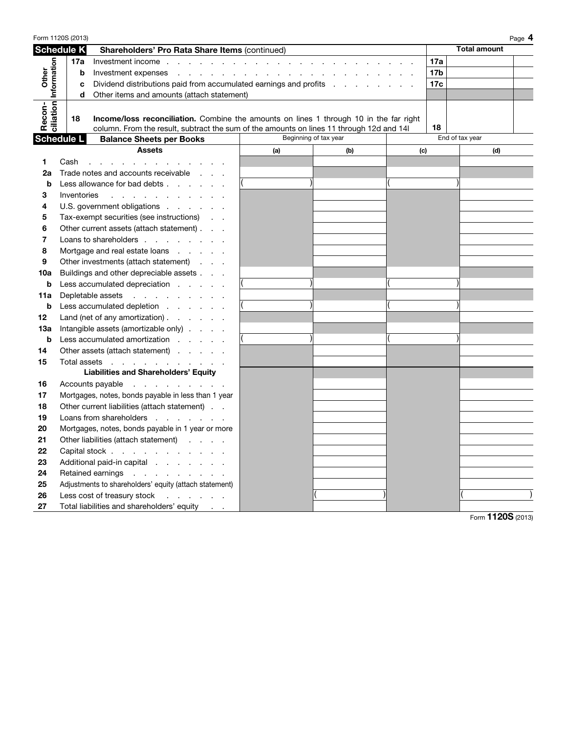## Schedule K — Shareholders' Pro Rata Share Items (continued)

| | | | | Total amount |
|---|---|---|---|---|
| Other Information | 17a | Investment income | 17a | |
| | b | Investment expenses | 17b | |
| | c | Dividend distributions paid from accumulated earnings and profits | 17c | |
| | d | Other items and amounts (attach statement) | | |
| Reconciliation | 18 | **Income/loss reconciliation.** Combine the amounts on lines 1 through 10 in the far right column. From the result, subtract the sum of the amounts on lines 11 through 12d and 14l | 18 | |

## Schedule L — Balance Sheets per Books

| | | Beginning of tax year | | End of tax year | |
|---|---|---|---|---|---|
| | **Assets** | (a) | (b) | (c) | (d) |
| 1 | Cash | | | | |
| 2a | Trade notes and accounts receivable | | | | |
| b | Less allowance for bad debts | ( ) | | ( ) | |
| 3 | Inventories | | | | |
| 4 | U.S. government obligations | | | | |
| 5 | Tax-exempt securities (see instructions) | | | | |
| 6 | Other current assets (attach statement) | | | | |
| 7 | Loans to shareholders | | | | |
| 8 | Mortgage and real estate loans | | | | |
| 9 | Other investments (attach statement) | | | | |
| 10a | Buildings and other depreciable assets | | | | |
| b | Less accumulated depreciation | ( ) | | ( ) | |
| 11a | Depletable assets | | | | |
| b | Less accumulated depletion | ( ) | | ( ) | |
| 12 | Land (net of any amortization) | | | | |
| 13a | Intangible assets (amortizable only) | | | | |
| b | Less accumulated amortization | ( ) | | ( ) | |
| 14 | Other assets (attach statement) | | | | |
| 15 | Total assets | | | | |
| | **Liabilities and Shareholders' Equity** | | | | |
| 16 | Accounts payable | | | | |
| 17 | Mortgages, notes, bonds payable in less than 1 year | | | | |
| 18 | Other current liabilities (attach statement) | | | | |
| 19 | Loans from shareholders | | | | |
| 20 | Mortgages, notes, bonds payable in 1 year or more | | | | |
| 21 | Other liabilities (attach statement) | | | | |
| 22 | Capital stock | | | | |
| 23 | Additional paid-in capital | | | | |
| 24 | Retained earnings | | | | |
| 25 | Adjustments to shareholders' equity (attach statement) | | | | |
| 26 | Less cost of treasury stock | | ( ) | | ( ) |
| 27 | Total liabilities and shareholders' equity | | | | |

Form **1120S** (2013)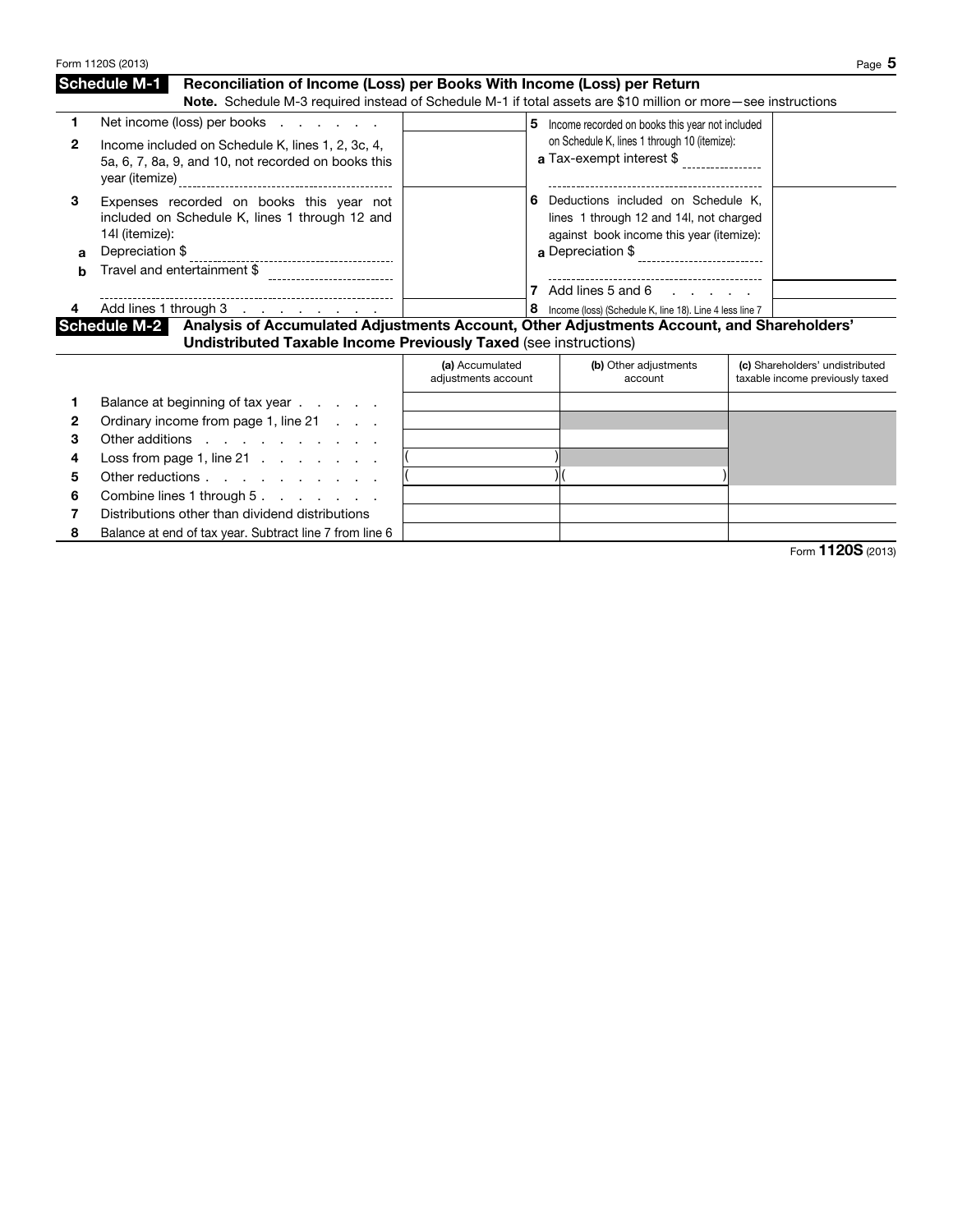## Schedule M-1 Reconciliation of Income (Loss) per Books With Income (Loss) per Return

**Note.** Schedule M-3 required instead of Schedule M-1 if total assets are $10 million or more—see instructions

| | | | | | |
|---|---|---|---|---|---|
| **1** | Net income (loss) per books | | **5** | Income recorded on books this year not included on Schedule K, lines 1 through 10 (itemize): | |
| **2** | Income included on Schedule K, lines 1, 2, 3c, 4, 5a, 6, 7, 8a, 9, and 10, not recorded on books this year (itemize) | | **a** | Tax-exempt interest $ | |
| **3** | Expenses recorded on books this year not included on Schedule K, lines 1 through 12 and 14l (itemize): | | **6** | Deductions included on Schedule K, lines 1 through 12 and 14l, not charged against book income this year (itemize): | |
| **a** | Depreciation $ | | **a** | Depreciation $ | |
| **b** | Travel and entertainment $ | | **7** | Add lines 5 and 6 | |
| **4** | Add lines 1 through 3 | | **8** | Income (loss) (Schedule K, line 18). Line 4 less line 7 | |

## Schedule M-2 Analysis of Accumulated Adjustments Account, Other Adjustments Account, and Shareholders' Undistributed Taxable Income Previously Taxed (see instructions)

| | | (a) Accumulated adjustments account | (b) Other adjustments account | (c) Shareholders' undistributed taxable income previously taxed |
|---|---|---|---|---|
| **1** | Balance at beginning of tax year | | | |
| **2** | Ordinary income from page 1, line 21 | | | |
| **3** | Other additions | | | |
| **4** | Loss from page 1, line 21 | ( ) | | |
| **5** | Other reductions | ( ) | ( ) | |
| **6** | Combine lines 1 through 5 | | | |
| **7** | Distributions other than dividend distributions | | | |
| **8** | Balance at end of tax year. Subtract line 7 from line 6 | | | |